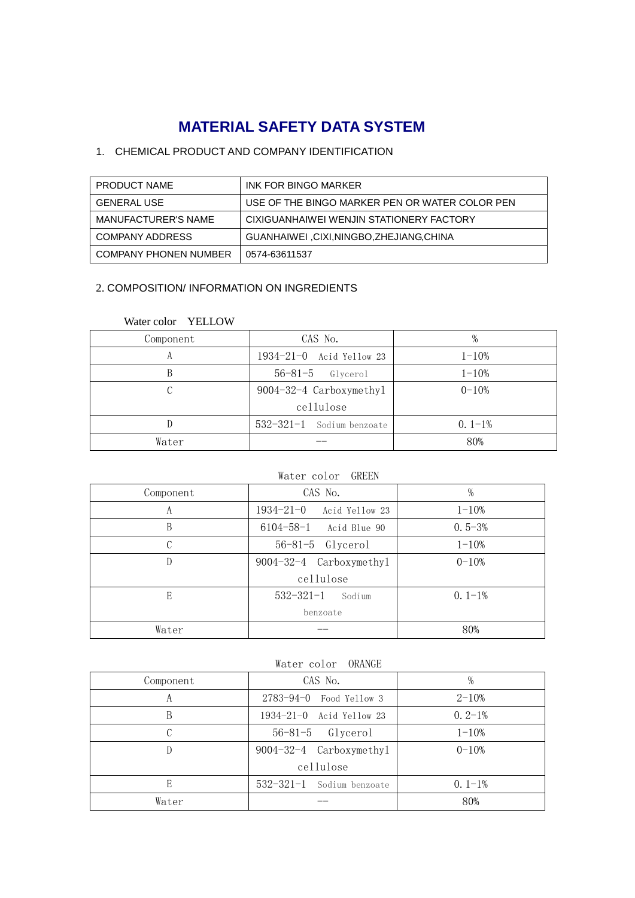# MATERIAL SAFETY DATA SYSTEM

1. CHEMICAL PRODUCT AND COMPANY IDENTIFICATION

| PRODUCT NAME | INK FOR BINGO MARKER |
|---|---|
| GENERAL USE | USE OF THE BINGO MARKER PEN OR WATER COLOR PEN |
| MANUFACTURER'S NAME | CIXIGUANHAIWEI WENJIN STATIONERY FACTORY |
| COMPANY ADDRESS | GUANHAIWEI ,CIXI,NINGBO,ZHEJIANG,CHINA |
| COMPANY PHONEN NUMBER | 0574-63611537 |

2. COMPOSITION/ INFORMATION ON INGREDIENTS

Water color YELLOW

| Component | CAS No. | % |
|---|---|---|
| A | 1934-21-0 Acid Yellow 23 | 1-10% |
| B | 56-81-5 Glycerol | 1-10% |
| C | 9004-32-4 Carboxymethyl cellulose | 0-10% |
| D | 532-321-1 Sodium benzoate | 0. 1-1% |
| Water | -- | 80% |

Water color GREEN

| Component | CAS No. | % |
|---|---|---|
| A | 1934-21-0 Acid Yellow 23 | 1-10% |
| B | 6104-58-1 Acid Blue 90 | 0. 5-3% |
| C | 56-81-5 Glycerol | 1-10% |
| D | 9004-32-4 Carboxymethyl cellulose | 0-10% |
| E | 532-321-1 Sodium benzoate | 0. 1-1% |
| Water | -- | 80% |

Water color ORANGE

| Component | CAS No. | % |
|---|---|---|
| A | 2783-94-0 Food Yellow 3 | 2-10% |
| B | 1934-21-0 Acid Yellow 23 | 0. 2-1% |
| C | 56-81-5 Glycerol | 1-10% |
| D | 9004-32-4 Carboxymethyl cellulose | 0-10% |
| E | 532-321-1 Sodium benzoate | 0. 1-1% |
| Water | -- | 80% |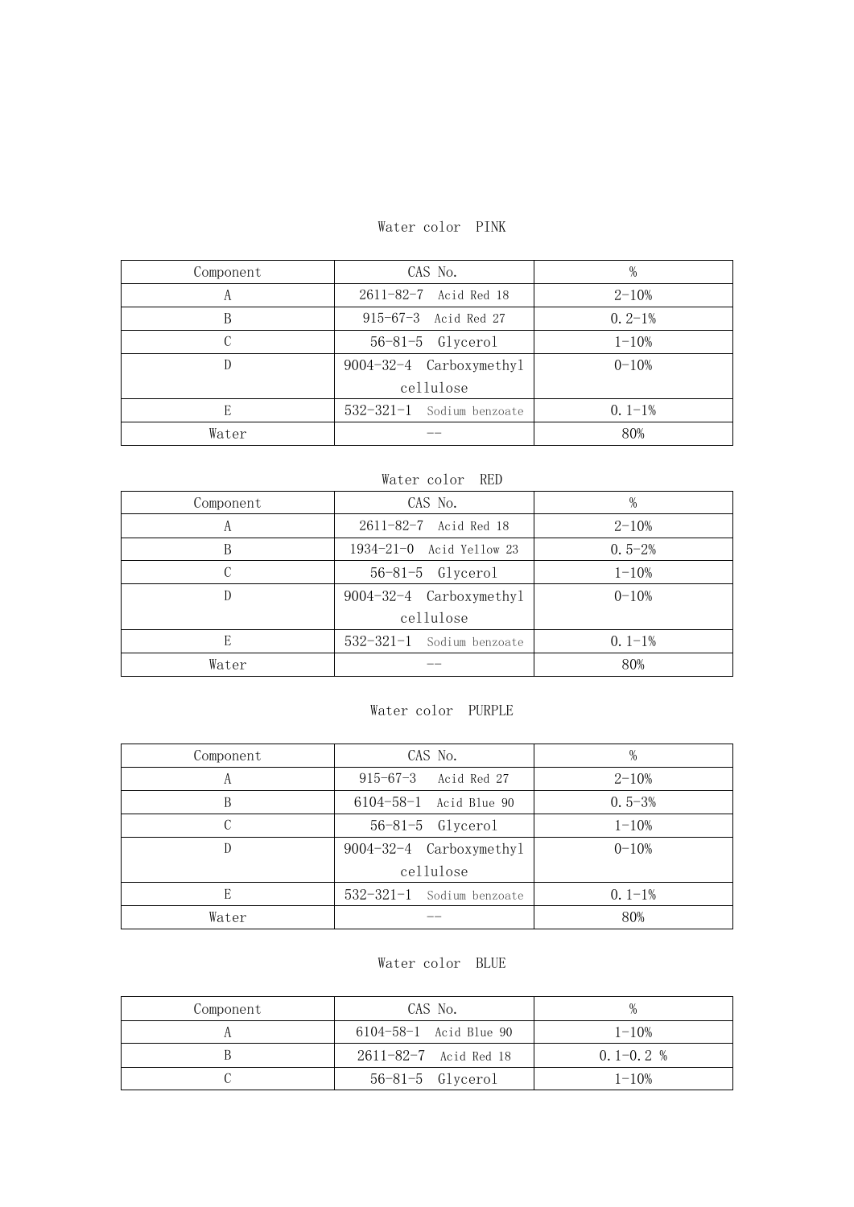Water color PINK

| Component | CAS No. | % |
|---|---|---|
| A | 2611-82-7 Acid Red 18 | 2-10% |
| B | 915-67-3 Acid Red 27 | 0.2-1% |
| C | 56-81-5 Glycerol | 1-10% |
| D | 9004-32-4 Carboxymethyl cellulose | 0-10% |
| E | 532-321-1 Sodium benzoate | 0.1-1% |
| Water | -- | 80% |

Water color RED

| Component | CAS No. | % |
|---|---|---|
| A | 2611-82-7 Acid Red 18 | 2-10% |
| B | 1934-21-0 Acid Yellow 23 | 0.5-2% |
| C | 56-81-5 Glycerol | 1-10% |
| D | 9004-32-4 Carboxymethyl cellulose | 0-10% |
| E | 532-321-1 Sodium benzoate | 0.1-1% |
| Water | -- | 80% |

Water color PURPLE

| Component | CAS No. | % |
|---|---|---|
| A | 915-67-3 Acid Red 27 | 2-10% |
| B | 6104-58-1 Acid Blue 90 | 0.5-3% |
| C | 56-81-5 Glycerol | 1-10% |
| D | 9004-32-4 Carboxymethyl cellulose | 0-10% |
| E | 532-321-1 Sodium benzoate | 0.1-1% |
| Water | -- | 80% |

Water color BLUE

| Component | CAS No. | % |
|---|---|---|
| A | 6104-58-1 Acid Blue 90 | 1-10% |
| B | 2611-82-7 Acid Red 18 | 0.1-0.2 % |
| C | 56-81-5 Glycerol | 1-10% |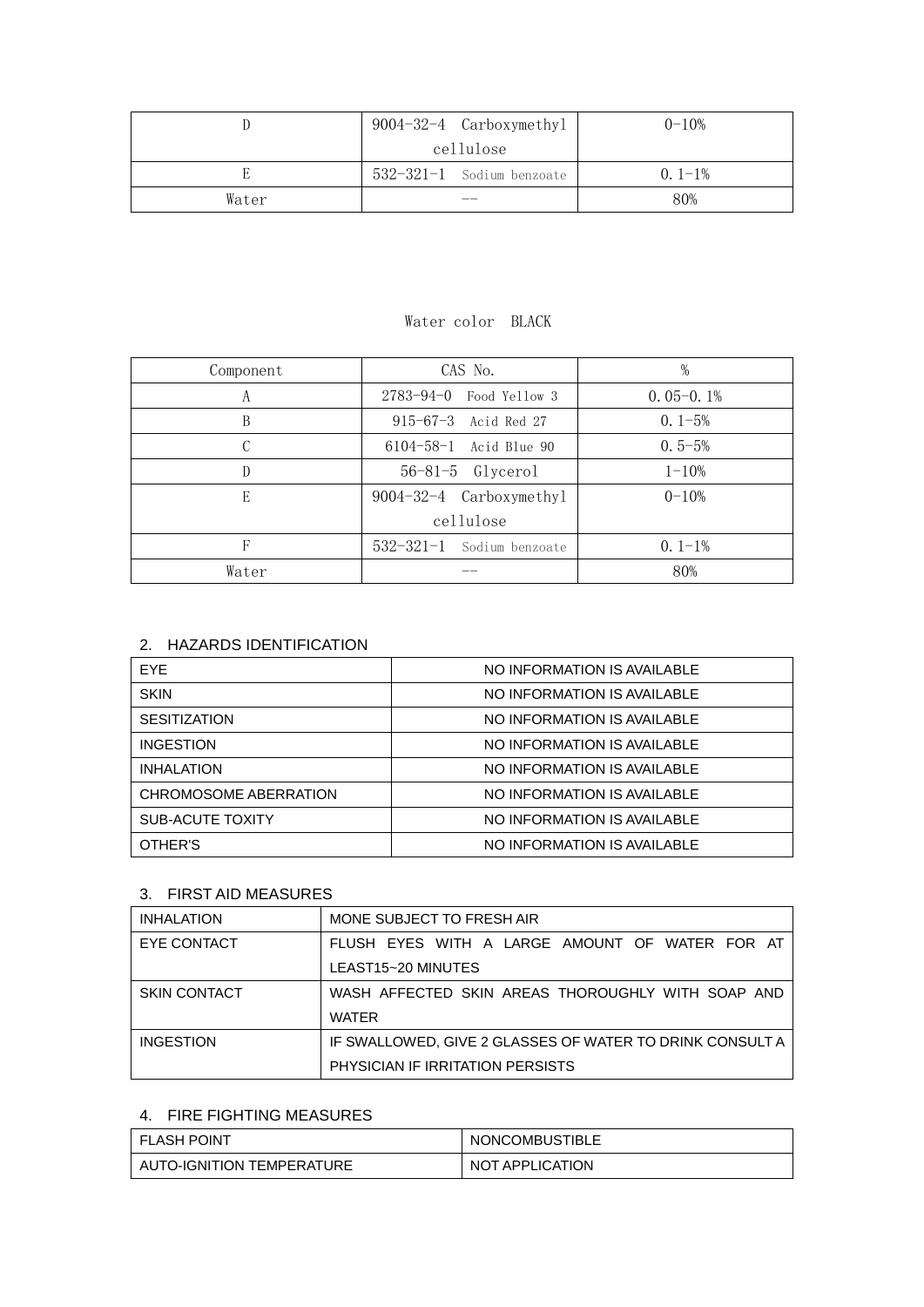| D | 9004-32-4 Carboxymethyl cellulose | 0-10% |
|---|---|---|
| E | 532-321-1 Sodium benzoate | 0.1-1% |
| Water | -- | 80% |

Water color BLACK

| Component | CAS No. | % |
|---|---|---|
| A | 2783-94-0 Food Yellow 3 | 0.05-0.1% |
| B | 915-67-3 Acid Red 27 | 0.1-5% |
| C | 6104-58-1 Acid Blue 90 | 0.5-5% |
| D | 56-81-5 Glycerol | 1-10% |
| E | 9004-32-4 Carboxymethyl cellulose | 0-10% |
| F | 532-321-1 Sodium benzoate | 0.1-1% |
| Water | -- | 80% |

## 2. HAZARDS IDENTIFICATION

| EYE | NO INFORMATION IS AVAILABLE |
|---|---|
| SKIN | NO INFORMATION IS AVAILABLE |
| SESITIZATION | NO INFORMATION IS AVAILABLE |
| INGESTION | NO INFORMATION IS AVAILABLE |
| INHALATION | NO INFORMATION IS AVAILABLE |
| CHROMOSOME ABERRATION | NO INFORMATION IS AVAILABLE |
| SUB-ACUTE TOXITY | NO INFORMATION IS AVAILABLE |
| OTHER'S | NO INFORMATION IS AVAILABLE |

## 3. FIRST AID MEASURES

| INHALATION | MONE SUBJECT TO FRESH AIR |
|---|---|
| EYE CONTACT | FLUSH EYES WITH A LARGE AMOUNT OF WATER FOR AT LEAST15~20 MINUTES |
| SKIN CONTACT | WASH AFFECTED SKIN AREAS THOROUGHLY WITH SOAP AND WATER |
| INGESTION | IF SWALLOWED, GIVE 2 GLASSES OF WATER TO DRINK CONSULT A PHYSICIAN IF IRRITATION PERSISTS |

## 4. FIRE FIGHTING MEASURES

| FLASH POINT | NONCOMBUSTIBLE |
|---|---|
| AUTO-IGNITION TEMPERATURE | NOT APPLICATION |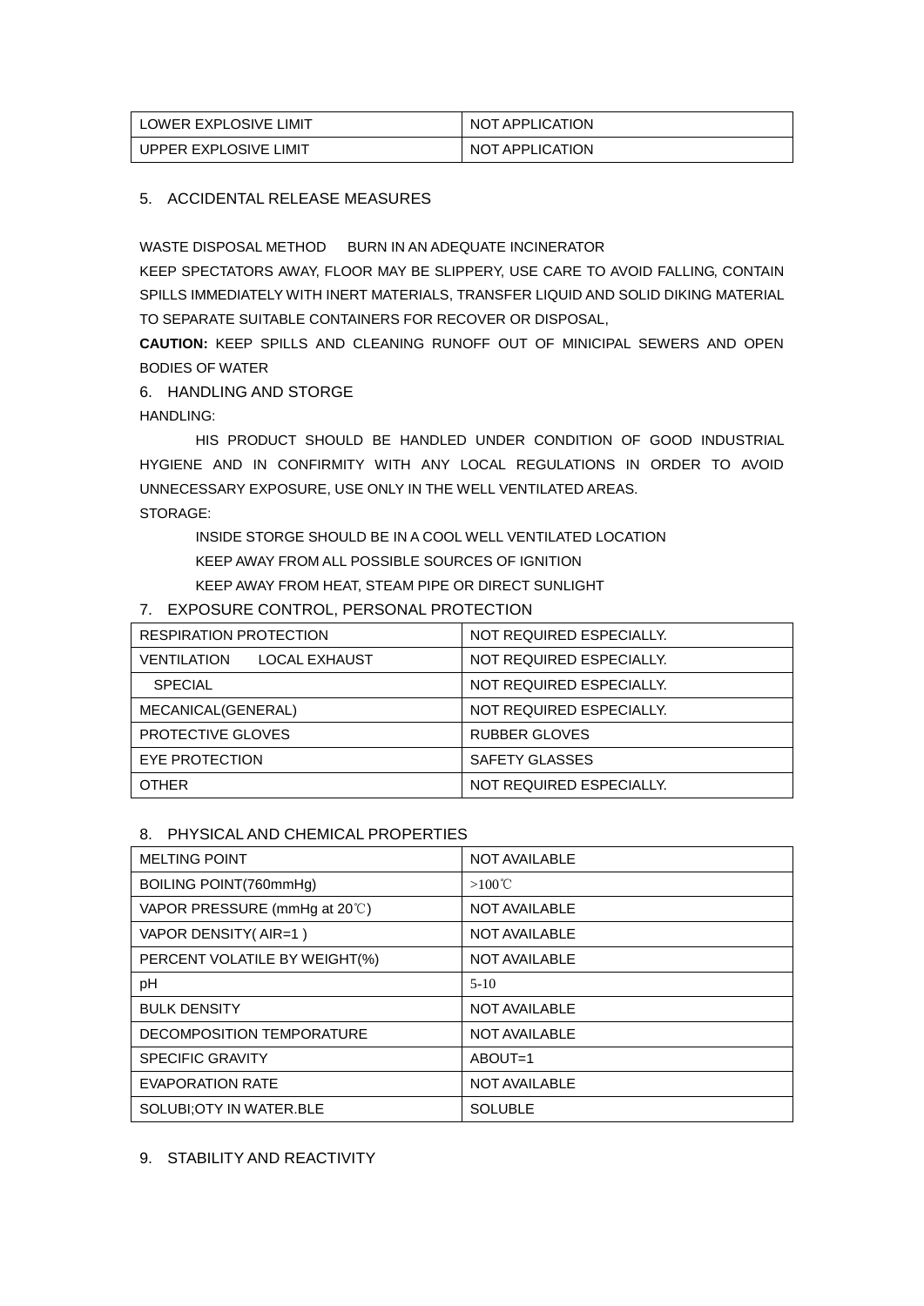| LOWER EXPLOSIVE LIMIT | NOT APPLICATION |
|---|---|
| UPPER EXPLOSIVE LIMIT | NOT APPLICATION |

## 5. ACCIDENTAL RELEASE MEASURES

WASTE DISPOSAL METHOD BURN IN AN ADEQUATE INCINERATOR

KEEP SPECTATORS AWAY, FLOOR MAY BE SLIPPERY, USE CARE TO AVOID FALLING, CONTAIN SPILLS IMMEDIATELY WITH INERT MATERIALS, TRANSFER LIQUID AND SOLID DIKING MATERIAL TO SEPARATE SUITABLE CONTAINERS FOR RECOVER OR DISPOSAL,

**CAUTION:** KEEP SPILLS AND CLEANING RUNOFF OUT OF MINICIPAL SEWERS AND OPEN BODIES OF WATER

## 6. HANDLING AND STORGE

HANDLING:

HIS PRODUCT SHOULD BE HANDLED UNDER CONDITION OF GOOD INDUSTRIAL HYGIENE AND IN CONFIRMITY WITH ANY LOCAL REGULATIONS IN ORDER TO AVOID UNNECESSARY EXPOSURE, USE ONLY IN THE WELL VENTILATED AREAS.

STORAGE:

INSIDE STORGE SHOULD BE IN A COOL WELL VENTILATED LOCATION

KEEP AWAY FROM ALL POSSIBLE SOURCES OF IGNITION

KEEP AWAY FROM HEAT, STEAM PIPE OR DIRECT SUNLIGHT

## 7. EXPOSURE CONTROL, PERSONAL PROTECTION

| RESPIRATION PROTECTION | NOT REQUIRED ESPECIALLY. |
|---|---|
| VENTILATION LOCAL EXHAUST | NOT REQUIRED ESPECIALLY. |
| SPECIAL | NOT REQUIRED ESPECIALLY. |
| MECANICAL(GENERAL) | NOT REQUIRED ESPECIALLY. |
| PROTECTIVE GLOVES | RUBBER GLOVES |
| EYE PROTECTION | SAFETY GLASSES |
| OTHER | NOT REQUIRED ESPECIALLY. |

## 8. PHYSICAL AND CHEMICAL PROPERTIES

| MELTING POINT | NOT AVAILABLE |
|---|---|
| BOILING POINT(760mmHg) | >100℃ |
| VAPOR PRESSURE (mmHg at 20℃) | NOT AVAILABLE |
| VAPOR DENSITY( AIR=1 ) | NOT AVAILABLE |
| PERCENT VOLATILE BY WEIGHT(%) | NOT AVAILABLE |
| pH | 5-10 |
| BULK DENSITY | NOT AVAILABLE |
| DECOMPOSITION TEMPORATURE | NOT AVAILABLE |
| SPECIFIC GRAVITY | ABOUT=1 |
| EVAPORATION RATE | NOT AVAILABLE |
| SOLUBI;OTY IN WATER.BLE | SOLUBLE |

## 9. STABILITY AND REACTIVITY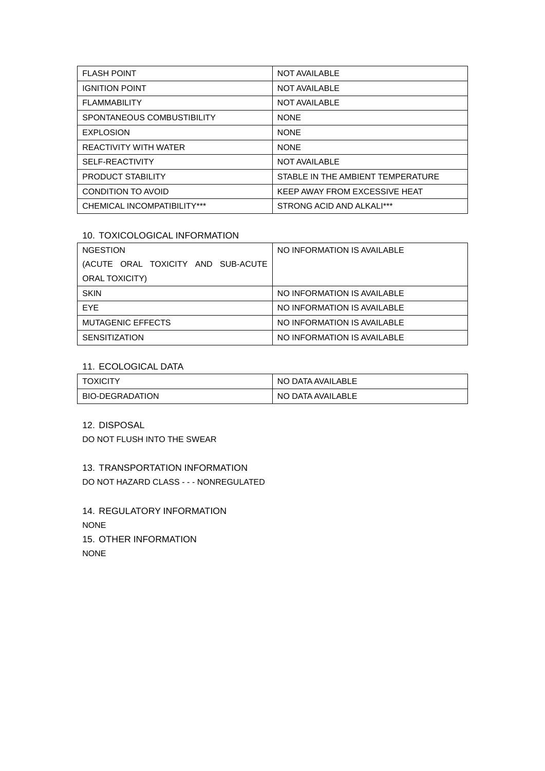| | |
|---|---|
| FLASH POINT | NOT AVAILABLE |
| IGNITION POINT | NOT AVAILABLE |
| FLAMMABILITY | NOT AVAILABLE |
| SPONTANEOUS COMBUSTIBILITY | NONE |
| EXPLOSION | NONE |
| REACTIVITY WITH WATER | NONE |
| SELF-REACTIVITY | NOT AVAILABLE |
| PRODUCT STABILITY | STABLE IN THE AMBIENT TEMPERATURE |
| CONDITION TO AVOID | KEEP AWAY FROM EXCESSIVE HEAT |
| CHEMICAL INCOMPATIBILITY*** | STRONG ACID AND ALKALI*** |

## 10. TOXICOLOGICAL INFORMATION

| | |
|---|---|
| NGESTION (ACUTE ORAL TOXICITY AND SUB-ACUTE ORAL TOXICITY) | NO INFORMATION IS AVAILABLE |
| SKIN | NO INFORMATION IS AVAILABLE |
| EYE | NO INFORMATION IS AVAILABLE |
| MUTAGENIC EFFECTS | NO INFORMATION IS AVAILABLE |
| SENSITIZATION | NO INFORMATION IS AVAILABLE |

## 11. ECOLOGICAL DATA

| | |
|---|---|
| TOXICITY | NO DATA AVAILABLE |
| BIO-DEGRADATION | NO DATA AVAILABLE |

## 12. DISPOSAL

DO NOT FLUSH INTO THE SWEAR

## 13. TRANSPORTATION INFORMATION

DO NOT HAZARD CLASS - - - NONREGULATED

## 14. REGULATORY INFORMATION

NONE

## 15. OTHER INFORMATION

NONE